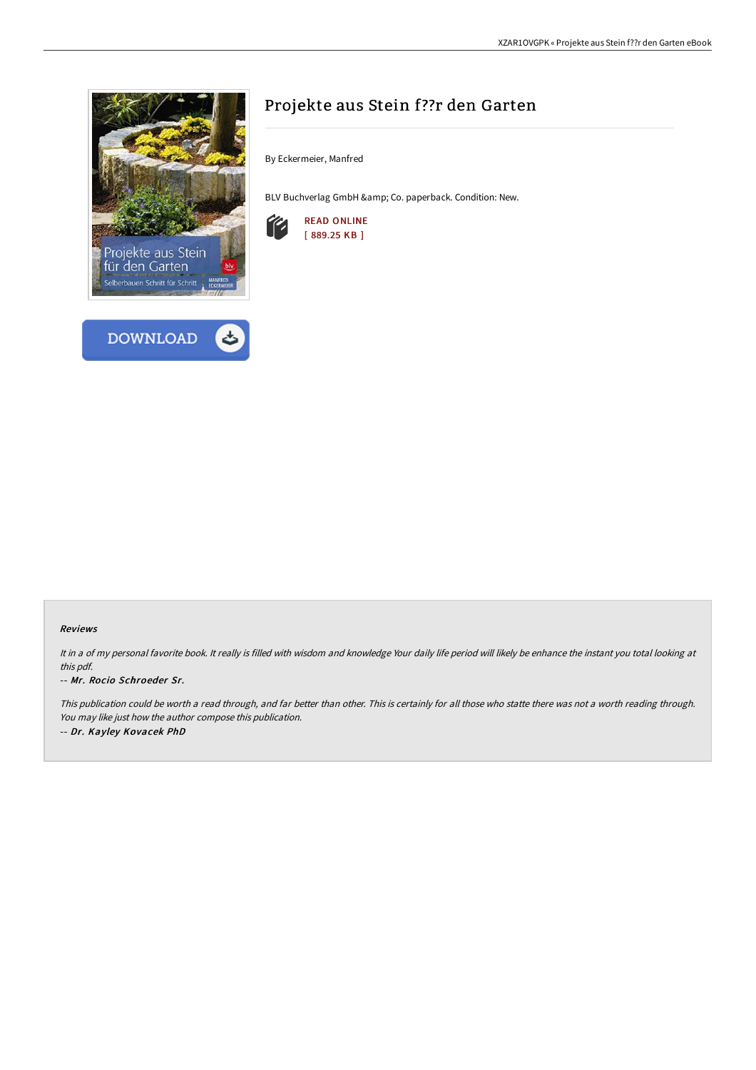# Projekte aus Stein f??r den Garten

By Eckermeier, Manfred

BLV Buchverlag GmbH &amp; Co. paperback. Condition: New.

READ ONLINE
[ 889.25 KB ]

DOWNLOAD

#### Reviews

*It in a of my personal favorite book. It really is filled with wisdom and knowledge Your daily life period will likely be enhance the instant you total looking at this pdf.*

-- ***Mr. Rocio Schroeder Sr.***

*This publication could be worth a read through, and far better than other. This is certainly for all those who statte there was not a worth reading through. You may like just how the author compose this publication.*

-- ***Dr. Kayley Kovacek PhD***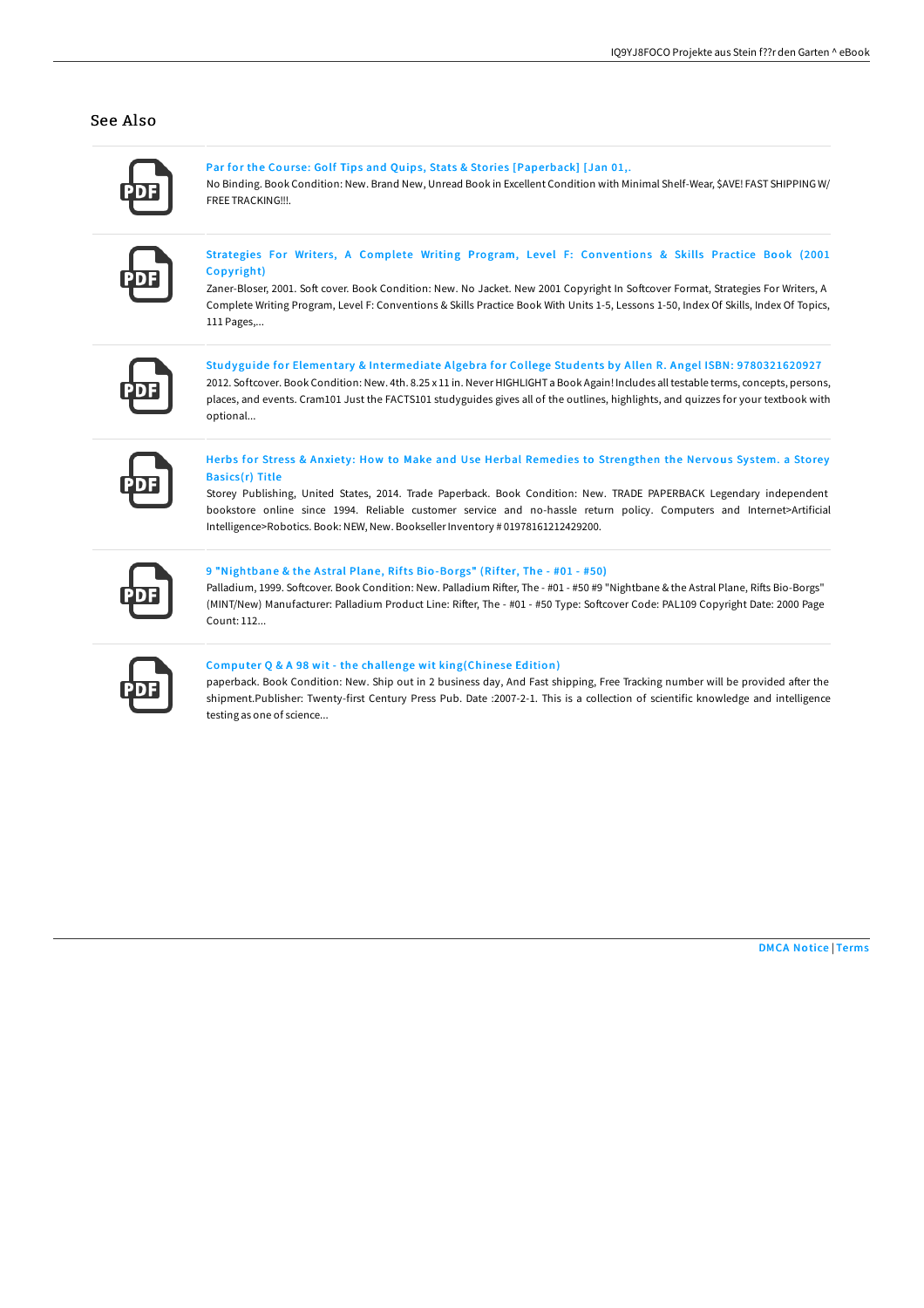## See Also

**Par for the Course: Golf Tips and Quips, Stats & Stories [Paperback] [Jan 01,.**

No Binding. Book Condition: New. Brand New, Unread Book in Excellent Condition with Minimal Shelf-Wear, $AVE! FAST SHIPPING W/ FREE TRACKING!!!.

**Strategies For Writers, A Complete Writing Program, Level F: Conventions & Skills Practice Book (2001 Copyright)**

Zaner-Bloser, 2001. Soft cover. Book Condition: New. No Jacket. New 2001 Copyright In Softcover Format, Strategies For Writers, A Complete Writing Program, Level F: Conventions & Skills Practice Book With Units 1-5, Lessons 1-50, Index Of Skills, Index Of Topics, 111 Pages,...

**Studyguide for Elementary & Intermediate Algebra for College Students by Allen R. Angel ISBN: 9780321620927**

2012. Softcover. Book Condition: New. 4th. 8.25 x 11 in. Never HIGHLIGHT a Book Again! Includes all testable terms, concepts, persons, places, and events. Cram101 Just the FACTS101 studyguides gives all of the outlines, highlights, and quizzes for your textbook with optional...

**Herbs for Stress & Anxiety: How to Make and Use Herbal Remedies to Strengthen the Nervous System. a Storey Basics(r) Title**

Storey Publishing, United States, 2014. Trade Paperback. Book Condition: New. TRADE PAPERBACK Legendary independent bookstore online since 1994. Reliable customer service and no-hassle return policy. Computers and Internet>Artificial Intelligence>Robotics. Book: NEW, New. Bookseller Inventory # 01978161212429200.

**9 "Nightbane & the Astral Plane, Rifts Bio-Borgs" (Rifter, The - #01 - #50)**

Palladium, 1999. Softcover. Book Condition: New. Palladium Rifter, The - #01 - #50 #9 "Nightbane & the Astral Plane, Rifts Bio-Borgs" (MINT/New) Manufacturer: Palladium Product Line: Rifter, The - #01 - #50 Type: Softcover Code: PAL109 Copyright Date: 2000 Page Count: 112...

**Computer Q & A 98 wit - the challenge wit king(Chinese Edition)**

paperback. Book Condition: New. Ship out in 2 business day, And Fast shipping, Free Tracking number will be provided after the shipment.Publisher: Twenty-first Century Press Pub. Date :2007-2-1. This is a collection of scientific knowledge and intelligence testing as one of science...

DMCA Notice | Terms